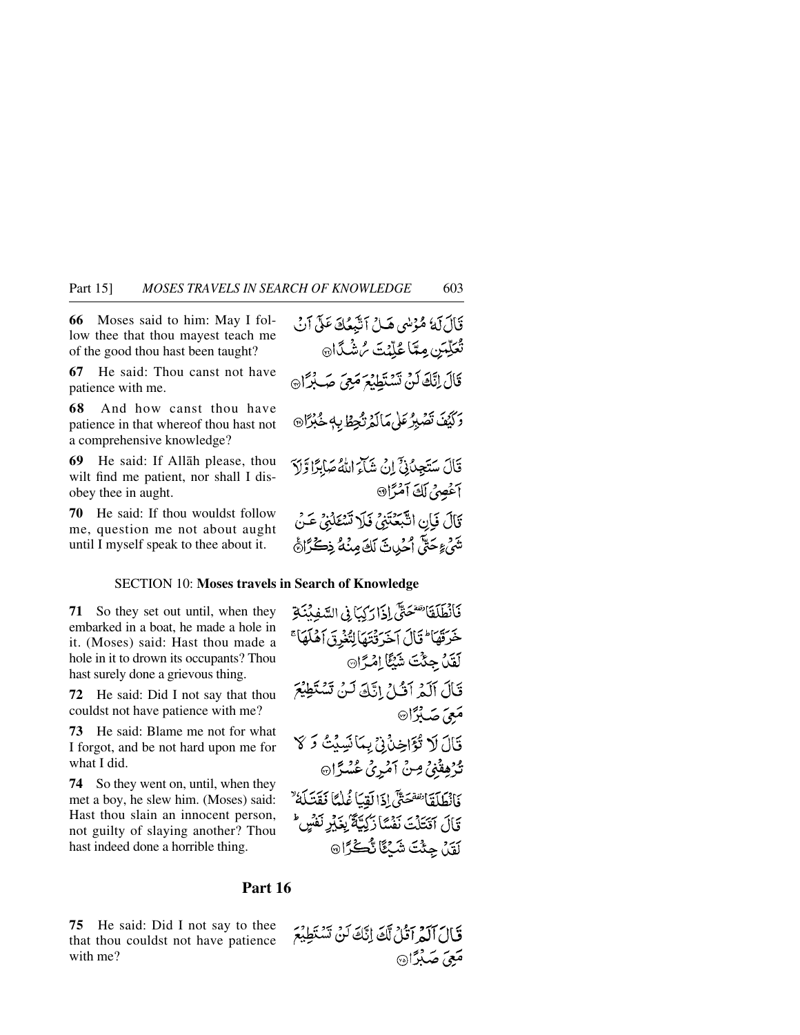**66** Moses said to him: May I follow thee that thou mayest teach me of the good thou hast been taught?

قَالَ لَهُ مُوسٰى هَلْ اَتَّبِعُكَ عَلٰٓى اَنْ تُعَلِّمَنِ مِمَّا عُلِّمْتَ رُشْدًا ﴿٦٦﴾

**67** He said: Thou canst not have patience with me.

قَالَ اِنَّكَ لَنْ تَسْتَطِيْعَ مَعِيَ صَبْرًا ﴿٦٧﴾

**68** And how canst thou have patience in that whereof thou hast not a comprehensive knowledge?

وَكَيْفَ تَصْبِرُ عَلٰى مَا لَمْ تُحِطْ بِهٖ خُبْرًا ﴿٦٨﴾

**69** He said: If Allāh please, thou wilt find me patient, nor shall I disobey thee in aught.

قَالَ سَتَجِدُنِيْٓ اِنْ شَآءَ اللّٰهُ صَابِرًا وَّلَآ اَعْصِيْ لَكَ اَمْرًا ﴿٦٩﴾

**70** He said: If thou wouldst follow me, question me not about aught until I myself speak to thee about it.

قَالَ فَاِنِ اتَّبَعْتَنِيْ فَلَا تَسْـَٔلْنِيْ عَنْ شَيْءٍ حَتّٰٓى اُحْدِثَ لَكَ مِنْهُ ذِكْرًا ﴿٧٠﴾

## SECTION 10: Moses travels in Search of Knowledge

**71** So they set out until, when they embarked in a boat, he made a hole in it. (Moses) said: Hast thou made a hole in it to drown its occupants? Thou hast surely done a grievous thing.

فَانْطَلَقَا حَتّٰٓى اِذَا رَكِبَا فِي السَّفِيْنَةِ خَرَقَهَا ؕ قَالَ اَخَرَقْتَهَا لِتُغْرِقَ اَهْلَهَا ۚ لَقَدْ جِئْتَ شَيْـًٔا اِمْرًا ﴿٧١﴾

**72** He said: Did I not say that thou couldst not have patience with me?

قَالَ اَلَمْ اَقُلْ اِنَّكَ لَنْ تَسْتَطِيْعَ مَعِيَ صَبْرًا ﴿٧٢﴾

**73** He said: Blame me not for what I forgot, and be not hard upon me for what I did.

قَالَ لَا تُؤَاخِذْنِيْ بِمَا نَسِيْتُ وَلَا تُرْهِقْنِيْ مِنْ اَمْرِيْ عُسْرًا ﴿٧٣﴾

**74** So they went on, until, when they met a boy, he slew him. (Moses) said: Hast thou slain an innocent person, not guilty of slaying another? Thou hast indeed done a horrible thing.

فَانْطَلَقَا حَتّٰٓى اِذَا لَقِيَا غُلٰمًا فَقَتَلَهٗ ۙ قَالَ اَقَتَلْتَ نَفْسًا زَكِيَّةًۢ بِغَيْرِ نَفْسٍ ؕ لَقَدْ جِئْتَ شَيْـًٔا نُّكْرًا ﴿٧٤﴾

## Part 16

**75** He said: Did I not say to thee that thou couldst not have patience with me?

قَالَ اَلَمْ اَقُلْ لَّكَ اِنَّكَ لَنْ تَسْتَطِيْعَ مَعِيَ صَبْرًا ﴿٧٥﴾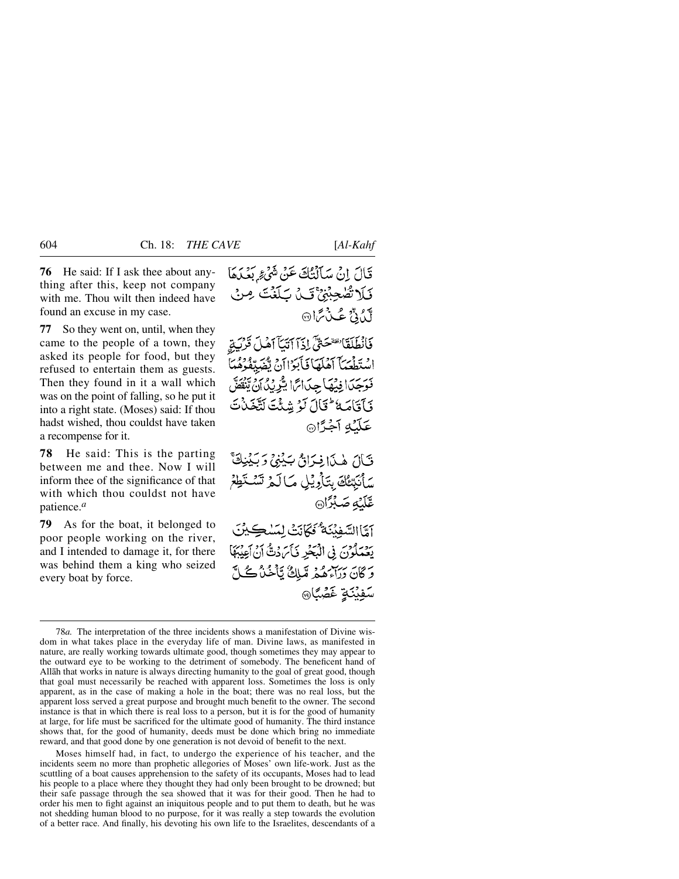**76** He said: If I ask thee about anything after this, keep not company with me. Thou wilt then indeed have found an excuse in my case.

قَالَ اِنۡ سَاَلۡتُكَ عَنۡ شَىۡءٍۢ بَعۡدَهَا فَلَا تُصٰحِبۡنِىۡ‌ۚ قَدۡ بَلَغۡتَ مِنۡ لَّدُنِّىۡ عُذۡرًا ﴿۷۶﴾

**77** So they went on, until, when they came to the people of a town, they asked its people for food, but they refused to entertain them as guests. Then they found in it a wall which was on the point of falling, so he put it into a right state. (Moses) said: If thou hadst wished, thou couldst have taken a recompense for it.

فَانْطَلَقَا ٚ حَتّٰۤى اِذَاۤ اَتَيَاۤ اَهۡلَ قَرۡيَةِ ۨاسۡتَطۡعَمَاۤ اَهۡلَهَا فَاَبَوۡا اَنۡ يُّضَيِّفُوۡهُمَا فَوَجَدَا فِيۡهَا جِدَارًا يُّرِيۡدُ اَنۡ يَّنۡقَضَّ فَاَقَامَهٗ‌ ؕ قَالَ لَوۡ شِئۡتَ لَـتَّخَذۡتَ عَلَيۡهِ اَجۡرًا‏ ﴿۷۷﴾

**78** He said: This is the parting between me and thee. Now I will inform thee of the significance of that with which thou couldst not have patience.[a]

قَالَ هٰذَا فِرَاقُ بَيۡنِىۡ وَبَيۡنِكَ‌ۚ سَاُنَبِّئُكَ بِتَاۡوِيۡلِ مَا لَمۡ تَسۡتَطِعْ عَّلَيۡهِ صَبۡرًا ﴿۷۸﴾

**79** As for the boat, it belonged to poor people working on the river, and I intended to damage it, for there was behind them a king who seized every boat by force.

اَمَّا السَّفِيۡنَةُ فَكَانَتۡ لِمَسٰكِيۡنَ يَعۡمَلُوۡنَ فِى الۡبَحۡرِ فَاَرَدْتُّ اَنۡ اَعِيۡبَهَا وَكَانَ وَرَآءَهُمۡ مَّلِكٌ يَّاۡخُذُ كُلَّ سَفِيۡنَةٍ غَصۡبًا ﴿۷۹﴾

---

78*a.* The interpretation of the three incidents shows a manifestation of Divine wisdom in what takes place in the everyday life of man. Divine laws, as manifested in nature, are really working towards ultimate good, though sometimes they may appear to the outward eye to be working to the detriment of somebody. The beneficent hand of Allāh that works in nature is always directing humanity to the goal of great good, though that goal must necessarily be reached with apparent loss. Sometimes the loss is only apparent, as in the case of making a hole in the boat; there was no real loss, but the apparent loss served a great purpose and brought much benefit to the owner. The second instance is that in which there is real loss to a person, but it is for the good of humanity at large, for life must be sacrificed for the ultimate good of humanity. The third instance shows that, for the good of humanity, deeds must be done which bring no immediate reward, and that good done by one generation is not devoid of benefit to the next.

Moses himself had, in fact, to undergo the experience of his teacher, and the incidents seem no more than prophetic allegories of Moses' own life-work. Just as the scuttling of a boat causes apprehension to the safety of its occupants, Moses had to lead his people to a place where they thought they had only been brought to be drowned; but their safe passage through the sea showed that it was for their good. Then he had to order his men to fight against an iniquitous people and to put them to death, but he was not shedding human blood to no purpose, for it was really a step towards the evolution of a better race. And finally, his devoting his own life to the Israelites, descendants of a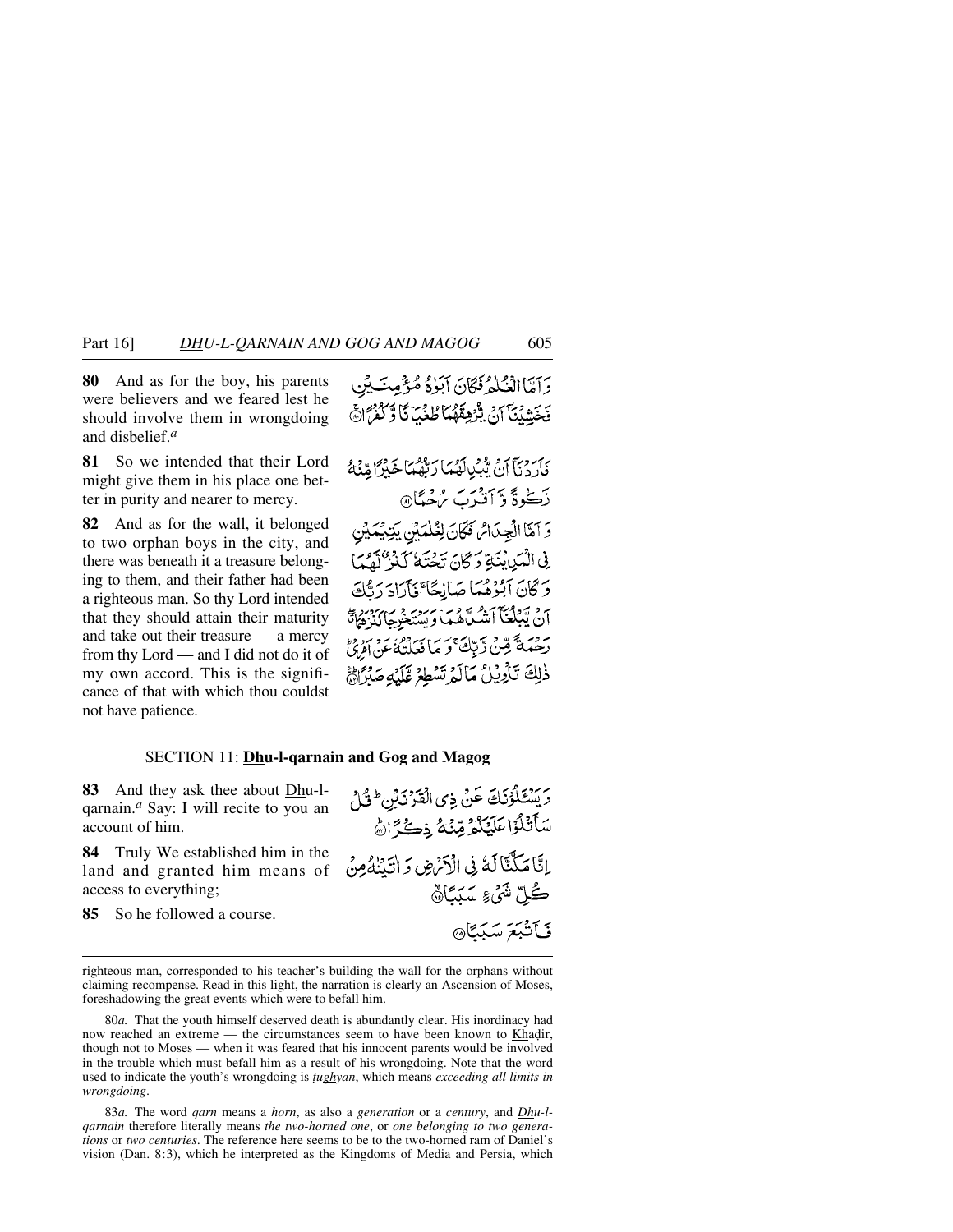**80** And as for the boy, his parents were believers and we feared lest he should involve them in wrongdoing and disbelief.*a*

وَ اَمَّا الْغُلٰمُ فَكَانَ اَبَوٰهُ مُؤْمِنَيْنِ فَخَشِيْنَآ اَنْ يُّرْهِقَهُمَا طُغْيَانًا وَّ كُفْرًا ۚ

**81** So we intended that their Lord might give them in his place one better in purity and nearer to mercy.

فَاَرَدْنَآ اَنْ يُّبْدِلَهُمَا رَبُّهُمَا خَيْرًا مِّنْهُ زَكٰوةً وَّ اَقْرَبَ رُحْمًا ۝

**82** And as for the wall, it belonged to two orphan boys in the city, and there was beneath it a treasure belonging to them, and their father had been a righteous man. So thy Lord intended that they should attain their maturity and take out their treasure — a mercy from thy Lord — and I did not do it of my own accord. This is the significance of that with which thou couldst not have patience.

وَ اَمَّا الْجِدَارُ فَكَانَ لِغُلٰمَيْنِ يَتِيْمَيْنِ فِي الْمَدِيْنَةِ وَ كَانَ تَحْتَهٗ كَنْزٌ لَّهُمَا وَ كَانَ اَبُوْهُمَا صَالِحًا ۚ فَاَرَادَ رَبُّكَ اَنْ يَّبْلُغَآ اَشُدَّهُمَا وَ يَسْتَخْرِجَا كَنْزَهُمَا ۖ رَحْمَةً مِّنْ رَّبِّكَ ۚ وَ مَا فَعَلْتُهٗ عَنْ اَمْرِيْ ؕ ذٰلِكَ تَاْوِيْلُ مَا لَمْ تَسْطِعْ عَّلَيْهِ صَبْرًا ۝

## SECTION 11: Dhu-l-qarnain and Gog and Magog

**83** And they ask thee about Dhu-l-qarnain.*a* Say: I will recite to you an account of him.

وَ يَسْـَٔلُوْنَكَ عَنْ ذِي الْقَرْنَيْنِ ؕ قُلْ سَاَتْلُوْا عَلَيْكُمْ مِّنْهُ ذِكْرًا ۝

**84** Truly We established him in the land and granted him means of access to everything;

اِنَّا مَكَّنَّا لَهٗ فِي الْاَرْضِ وَ اٰتَيْنٰهُ مِنْ كُلِّ شَيْءٍ سَبَبًا ۝

**85** So he followed a course.

فَاَتْبَعَ سَبَبًا ۝

---

righteous man, corresponded to his teacher's building the wall for the orphans without claiming recompense. Read in this light, the narration is clearly an Ascension of Moses, foreshadowing the great events which were to befall him.

80*a.* That the youth himself deserved death is abundantly clear. His inordinacy had now reached an extreme — the circumstances seem to have been known to Khaḍir, though not to Moses — when it was feared that his innocent parents would be involved in the trouble which must befall him as a result of his wrongdoing. Note that the word used to indicate the youth's wrongdoing is *ṭughyān*, which means *exceeding all limits in wrongdoing*.

83*a.* The word *qarn* means a *horn*, as also a *generation* or a *century*, and *Dhu-l-qarnain* therefore literally means *the two-horned one*, or *one belonging to two generations* or *two centuries*. The reference here seems to be to the two-horned ram of Daniel's vision (Dan. 8:3), which he interpreted as the Kingdoms of Media and Persia, which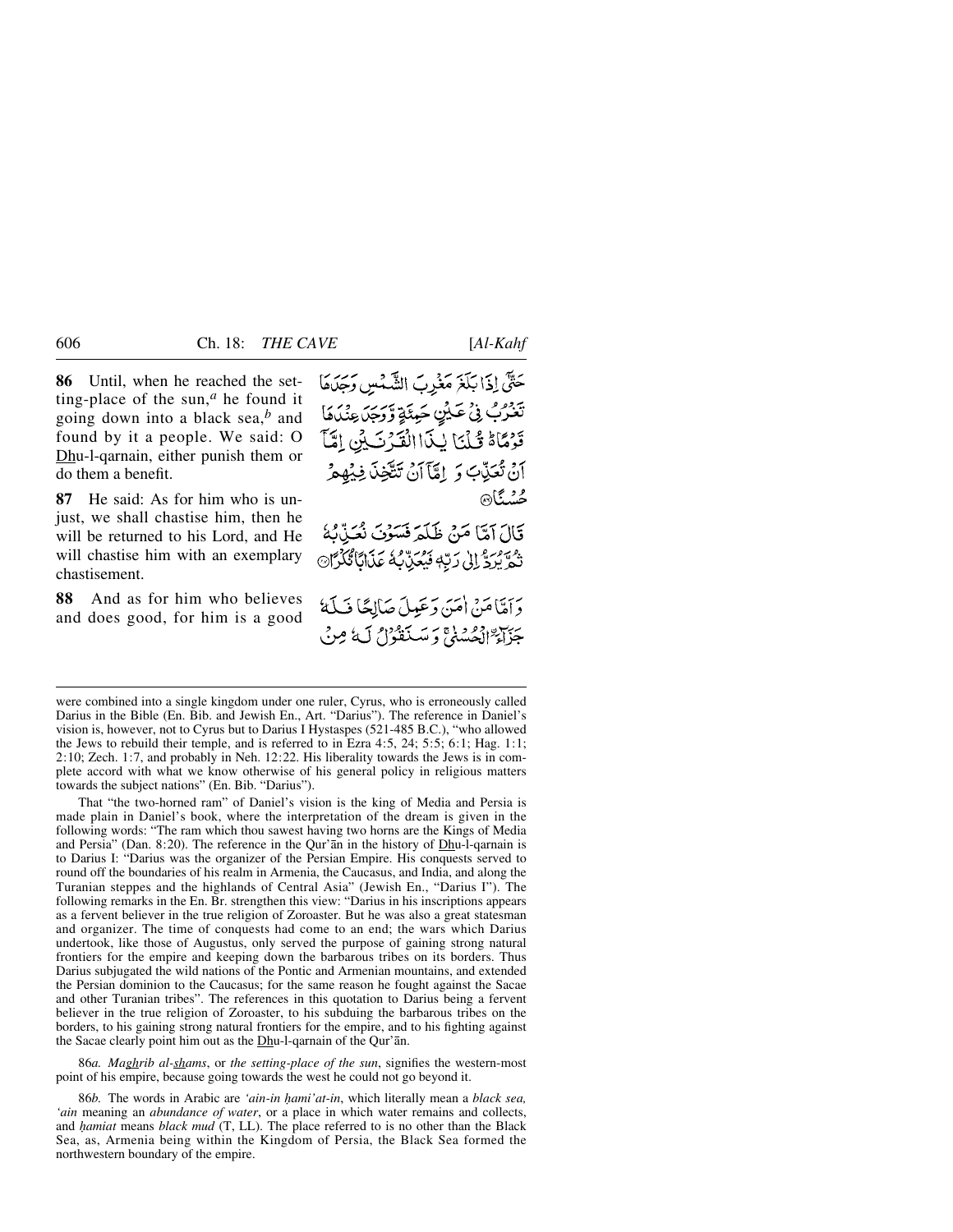**86** Until, when he reached the setting-place of the sun,[a] he found it going down into a black sea,[b] and found by it a people. We said: O Dhu-l-qarnain, either punish them or do them a benefit.

حَتّٰۤی اِذَا بَلَغَ مَغۡرِبَ الشَّمۡسِ وَجَدَہَا تَغۡرُبُ فِیۡ عَیۡنٍ حَمِئَۃٍ وَّ وَجَدَ عِنۡدَہَا قَوۡمًا ۬ؕ قُلۡنَا یٰذَا الۡقَرۡنَیۡنِ اِمَّاۤ اَنۡ تُعَذِّبَ وَ اِمَّاۤ اَنۡ تَتَّخِذَ فِیۡہِمۡ حُسۡنًا ﴿۸۶﴾

**87** He said: As for him who is unjust, we shall chastise him, then he will be returned to his Lord, and He will chastise him with an exemplary chastisement.

قَالَ اَمَّا مَنۡ ظَلَمَ فَسَوۡفَ نُعَذِّبُہٗ ثُمَّ یُرَدُّ اِلٰی رَبِّہٖ فَیُعَذِّبُہٗ عَذَابًا نُّکۡرًا ﴿۸۷﴾

**88** And as for him who believes and does good, for him is a good

وَ اَمَّا مَنۡ اٰمَنَ وَ عَمِلَ صَالِحًا فَلَہٗ جَزَآءَۨ الۡحُسۡنٰی ۚ وَ سَنَقُوۡلُ لَہٗ مِنۡ

---

were combined into a single kingdom under one ruler, Cyrus, who is erroneously called Darius in the Bible (En. Bib. and Jewish En., Art. "Darius"). The reference in Daniel's vision is, however, not to Cyrus but to Darius I Hystaspes (521-485 B.C.), "who allowed the Jews to rebuild their temple, and is referred to in Ezra 4:5, 24; 5:5; 6:1; Hag. 1:1; 2:10; Zech. 1:7, and probably in Neh. 12:22. His liberality towards the Jews is in complete accord with what we know otherwise of his general policy in religious matters towards the subject nations" (En. Bib. "Darius").

That "the two-horned ram" of Daniel's vision is the king of Media and Persia is made plain in Daniel's book, where the interpretation of the dream is given in the following words: "The ram which thou sawest having two horns are the Kings of Media and Persia" (Dan. 8:20). The reference in the Qur'ān in the history of Dhu-l-qarnain is to Darius I: "Darius was the organizer of the Persian Empire. His conquests served to round off the boundaries of his realm in Armenia, the Caucasus, and India, and along the Turanian steppes and the highlands of Central Asia" (Jewish En., "Darius I"). The following remarks in the En. Br. strengthen this view: "Darius in his inscriptions appears as a fervent believer in the true religion of Zoroaster. But he was also a great statesman and organizer. The time of conquests had come to an end; the wars which Darius undertook, like those of Augustus, only served the purpose of gaining strong natural frontiers for the empire and keeping down the barbarous tribes on its borders. Thus Darius subjugated the wild nations of the Pontic and Armenian mountains, and extended the Persian dominion to the Caucasus; for the same reason he fought against the Sacae and other Turanian tribes". The references in this quotation to Darius being a fervent believer in the true religion of Zoroaster, to his subduing the barbarous tribes on the borders, to his gaining strong natural frontiers for the empire, and to his fighting against the Sacae clearly point him out as the Dhu-l-qarnain of the Qur'ān.

86*a.* *Maghrib al-shams*, or *the setting-place of the sun*, signifies the western-most point of his empire, because going towards the west he could not go beyond it.

86*b.* The words in Arabic are *'ain-in ḥami'at-in*, which literally mean a *black sea, 'ain* meaning an *abundance of water*, or a place in which water remains and collects, and *ḥamiat* means *black mud* (T, LL). The place referred to is no other than the Black Sea, as, Armenia being within the Kingdom of Persia, the Black Sea formed the northwestern boundary of the empire.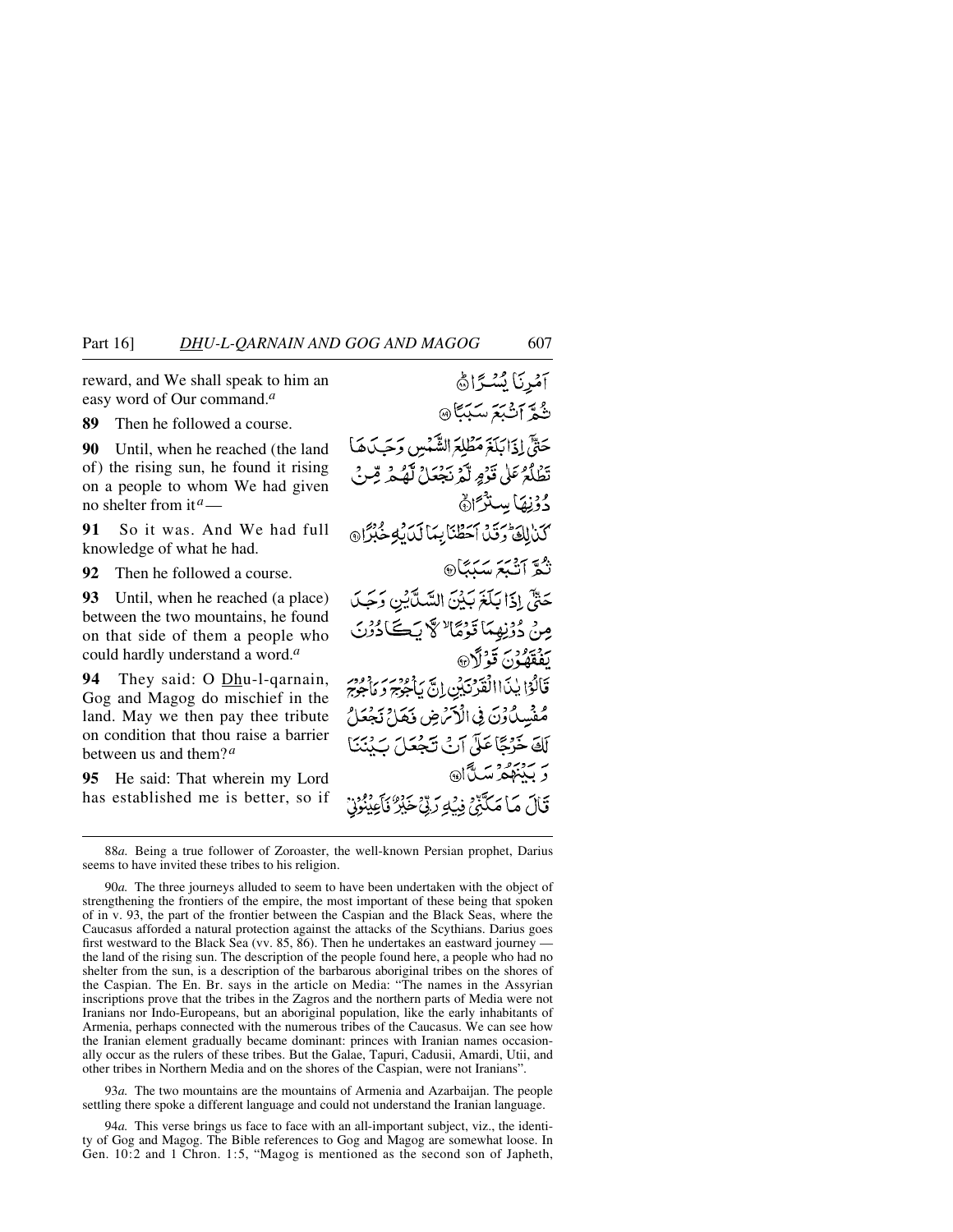reward, and We shall speak to him an easy word of Our command.[a]

**89** Then he followed a course.

**90** Until, when he reached (the land of) the rising sun, he found it rising on a people to whom We had given no shelter from it[a] —

**91** So it was. And We had full knowledge of what he had.

**92** Then he followed a course.

**93** Until, when he reached (a place) between the two mountains, he found on that side of them a people who could hardly understand a word.[a]

**94** They said: O Dhu-l-qarnain, Gog and Magog do mischief in the land. May we then pay thee tribute on condition that thou raise a barrier between us and them?[a]

**95** He said: That wherein my Lord has established me is better, so if

أَمْرِنَا يُسْرًا ﴿٨٨﴾
ثُمَّ أَتْبَعَ سَبَبًا ﴿٨٩﴾
حَتَّىٰ إِذَا بَلَغَ مَطْلِعَ الشَّمْسِ وَجَدَهَا تَطْلُعُ عَلَىٰ قَوْمٍ لَّمْ نَجْعَل لَّهُم مِّن دُونِهَا سِتْرًا ﴿٩٠﴾
كَذَٰلِكَ وَقَدْ أَحَطْنَا بِمَا لَدَيْهِ خُبْرًا ﴿٩١﴾
ثُمَّ أَتْبَعَ سَبَبًا ﴿٩٢﴾
حَتَّىٰ إِذَا بَلَغَ بَيْنَ السَّدَّيْنِ وَجَدَ مِن دُونِهِمَا قَوْمًا لَّا يَكَادُونَ يَفْقَهُونَ قَوْلًا ﴿٩٣﴾
قَالُوا يَا ذَا الْقَرْنَيْنِ إِنَّ يَأْجُوجَ وَمَأْجُوجَ مُفْسِدُونَ فِي الْأَرْضِ فَهَلْ نَجْعَلُ لَكَ خَرْجًا عَلَىٰ أَن تَجْعَلَ بَيْنَنَا وَبَيْنَهُمْ سَدًّا ﴿٩٤﴾
قَالَ مَا مَكَّنِّي فِيهِ رَبِّي خَيْرٌ فَأَعِينُونِي

---

88*a.* Being a true follower of Zoroaster, the well-known Persian prophet, Darius seems to have invited these tribes to his religion.

90*a.* The three journeys alluded to seem to have been undertaken with the object of strengthening the frontiers of the empire, the most important of these being that spoken of in v. 93, the part of the frontier between the Caspian and the Black Seas, where the Caucasus afforded a natural protection against the attacks of the Scythians. Darius goes first westward to the Black Sea (vv. 85, 86). Then he undertakes an eastward journey — the land of the rising sun. The description of the people found here, a people who had no shelter from the sun, is a description of the barbarous aboriginal tribes on the shores of the Caspian. The En. Br. says in the article on Media: "The names in the Assyrian inscriptions prove that the tribes in the Zagros and the northern parts of Media were not Iranians nor Indo-Europeans, but an aboriginal population, like the early inhabitants of Armenia, perhaps connected with the numerous tribes of the Caucasus. We can see how the Iranian element gradually became dominant: princes with Iranian names occasionally occur as the rulers of these tribes. But the Galae, Tapuri, Cadusii, Amardi, Utii, and other tribes in Northern Media and on the shores of the Caspian, were not Iranians".

93*a.* The two mountains are the mountains of Armenia and Azarbaijan. The people settling there spoke a different language and could not understand the Iranian language.

94*a.* This verse brings us face to face with an all-important subject, viz., the identity of Gog and Magog. The Bible references to Gog and Magog are somewhat loose. In Gen. 10:2 and 1 Chron. 1:5, "Magog is mentioned as the second son of Japheth,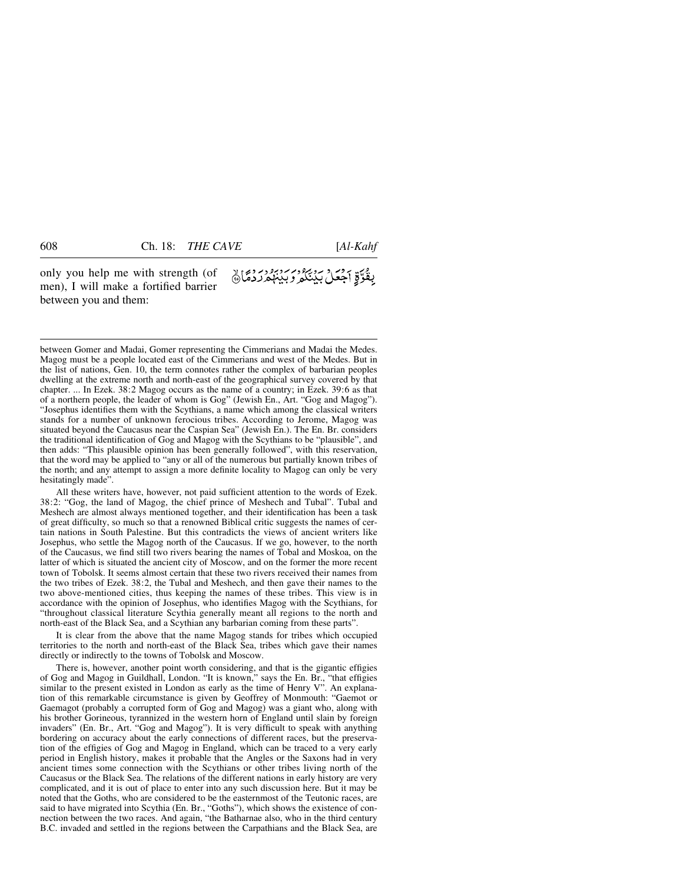only you help me with strength (of men), I will make a fortified barrier between you and them:

بِقُوَّةٍ اَجۡعَلۡ بَيۡنَكُمۡ وَبَيۡنَهُمۡ رَدۡمًا ﴿۹۵﴾

---

between Gomer and Madai, Gomer representing the Cimmerians and Madai the Medes. Magog must be a people located east of the Cimmerians and west of the Medes. But in the list of nations, Gen. 10, the term connotes rather the complex of barbarian peoples dwelling at the extreme north and north-east of the geographical survey covered by that chapter. ... In Ezek. 38:2 Magog occurs as the name of a country; in Ezek. 39:6 as that of a northern people, the leader of whom is Gog" (Jewish En., Art. "Gog and Magog"). "Josephus identifies them with the Scythians, a name which among the classical writers stands for a number of unknown ferocious tribes. According to Jerome, Magog was situated beyond the Caucasus near the Caspian Sea" (Jewish En.). The En. Br. considers the traditional identification of Gog and Magog with the Scythians to be "plausible", and then adds: "This plausible opinion has been generally followed", with this reservation, that the word may be applied to "any or all of the numerous but partially known tribes of the north; and any attempt to assign a more definite locality to Magog can only be very hesitatingly made".

All these writers have, however, not paid sufficient attention to the words of Ezek. 38:2: "Gog, the land of Magog, the chief prince of Meshech and Tubal". Tubal and Meshech are almost always mentioned together, and their identification has been a task of great difficulty, so much so that a renowned Biblical critic suggests the names of certain nations in South Palestine. But this contradicts the views of ancient writers like Josephus, who settle the Magog north of the Caucasus. If we go, however, to the north of the Caucasus, we find still two rivers bearing the names of Tobal and Moskoa, on the latter of which is situated the ancient city of Moscow, and on the former the more recent town of Tobolsk. It seems almost certain that these two rivers received their names from the two tribes of Ezek. 38:2, the Tubal and Meshech, and then gave their names to the two above-mentioned cities, thus keeping the names of these tribes. This view is in accordance with the opinion of Josephus, who identifies Magog with the Scythians, for "throughout classical literature Scythia generally meant all regions to the north and north-east of the Black Sea, and a Scythian any barbarian coming from these parts".

It is clear from the above that the name Magog stands for tribes which occupied territories to the north and north-east of the Black Sea, tribes which gave their names directly or indirectly to the towns of Tobolsk and Moscow.

There is, however, another point worth considering, and that is the gigantic effigies of Gog and Magog in Guildhall, London. "It is known," says the En. Br., "that effigies similar to the present existed in London as early as the time of Henry V". An explanation of this remarkable circumstance is given by Geoffrey of Monmouth: "Gaemot or Gaemagot (probably a corrupted form of Gog and Magog) was a giant who, along with his brother Gorineous, tyrannized in the western horn of England until slain by foreign invaders" (En. Br., Art. "Gog and Magog"). It is very difficult to speak with anything bordering on accuracy about the early connections of different races, but the preservation of the effigies of Gog and Magog in England, which can be traced to a very early period in English history, makes it probable that the Angles or the Saxons had in very ancient times some connection with the Scythians or other tribes living north of the Caucasus or the Black Sea. The relations of the different nations in early history are very complicated, and it is out of place to enter into any such discussion here. But it may be noted that the Goths, who are considered to be the easternmost of the Teutonic races, are said to have migrated into Scythia (En. Br., "Goths"), which shows the existence of connection between the two races. And again, "the Batharnae also, who in the third century B.C. invaded and settled in the regions between the Carpathians and the Black Sea, are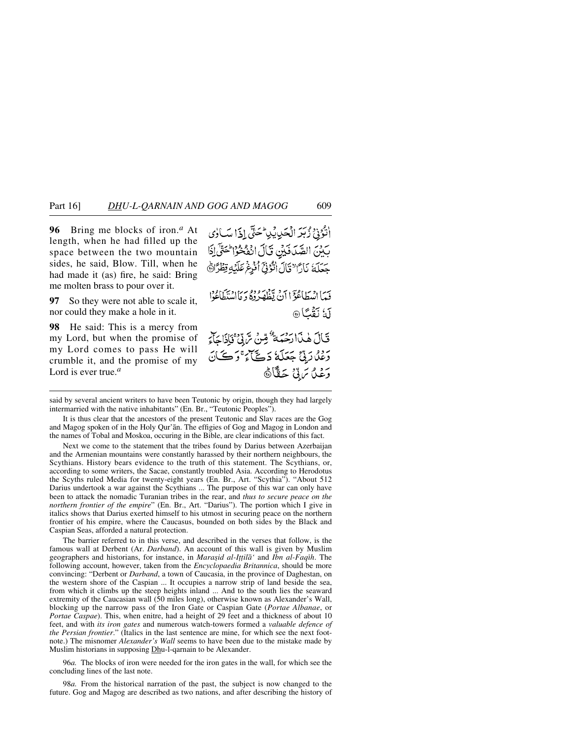**96** Bring me blocks of iron.[a] At length, when he had filled up the space between the two mountain sides, he said, Blow. Till, when he had made it (as) fire, he said: Bring me molten brass to pour over it.

اٰتُوۡنِیۡ زُبَرَ الۡحَدِیۡدِ ؕ حَتّٰۤی اِذَا سَاوٰی بَیۡنَ الصَّدَفَیۡنِ قَالَ انۡفُخُوۡا ؕ حَتّٰۤی اِذَا جَعَلَہٗ نَارًا ۙ قَالَ اٰتُوۡنِیۡۤ اُفۡرِغۡ عَلَیۡہِ قِطۡرًا ﴿ؕ۹۶﴾

**97** So they were not able to scale it, nor could they make a hole in it.

فَمَا اسۡطَاعُوۡۤا اَنۡ یَّظۡہَرُوۡہُ وَ مَا اسۡتَطَاعُوۡا لَہٗ نَقۡبًا ﴿۹۷﴾

**98** He said: This is a mercy from my Lord, but when the promise of my Lord comes to pass He will crumble it, and the promise of my Lord is ever true.[a]

قَالَ ہٰذَا رَحۡمَۃٌ مِّنۡ رَّبِّیۡ ۚ فَاِذَا جَآءَ وَعۡدُ رَبِّیۡ جَعَلَہٗ دَکَّآءَ ۚ وَ کَانَ وَعۡدُ رَبِّیۡ حَقًّا ﴿ؕ۹۸﴾

---

said by several ancient writers to have been Teutonic by origin, though they had largely intermarried with the native inhabitants" (En. Br., "Teutonic Peoples").

It is thus clear that the ancestors of the present Teutonic and Slav races are the Gog and Magog spoken of in the Holy Qur'ān. The effigies of Gog and Magog in London and the names of Tobal and Moskoa, occuring in the Bible, are clear indications of this fact.

Next we come to the statement that the tribes found by Darius between Azerbaijan and the Armenian mountains were constantly harassed by their northern neighbours, the Scythians. History bears evidence to the truth of this statement. The Scythians, or, according to some writers, the Sacae, constantly troubled Asia. According to Herodotus the Scyths ruled Media for twenty-eight years (En. Br., Art. "Scythia"). "About 512 Darius undertook a war against the Scythians ... The purpose of this war can only have been to attack the nomadic Turanian tribes in the rear, and *thus to secure peace on the northern frontier of the empire*" (En. Br., Art. "Darius"). The portion which I give in italics shows that Darius exerted himself to his utmost in securing peace on the northern frontier of his empire, where the Caucasus, bounded on both sides by the Black and Caspian Seas, afforded a natural protection.

The barrier referred to in this verse, and described in the verses that follow, is the famous wall at Derbent (Ar. *Darband*). An account of this wall is given by Muslim geographers and historians, for instance, in *Maraṣid al-Iṭṭilā'* and *Ibn al-Faqīh*. The following account, however, taken from the *Encyclopaedia Britannica*, should be more convincing: "Derbent or *Darband*, a town of Caucasia, in the province of Daghestan, on the western shore of the Caspian ... It occupies a narrow strip of land beside the sea, from which it climbs up the steep heights inland ... And to the south lies the seaward extremity of the Caucasian wall (50 miles long), otherwise known as Alexander's Wall, blocking up the narrow pass of the Iron Gate or Caspian Gate (*Portae Albanae*, or *Portae Caspae*). This, when enitre, had a height of 29 feet and a thickness of about 10 feet, and with *its iron gates* and numerous watch-towers formed a *valuable defence of the Persian frontier*." (Italics in the last sentence are mine, for which see the next footnote.) The misnomer *Alexander's Wall* seems to have been due to the mistake made by Muslim historians in supposing Dhu-l-qarnain to be Alexander.

96*a.* The blocks of iron were needed for the iron gates in the wall, for which see the concluding lines of the last note.

98*a.* From the historical narration of the past, the subject is now changed to the future. Gog and Magog are described as two nations, and after describing the history of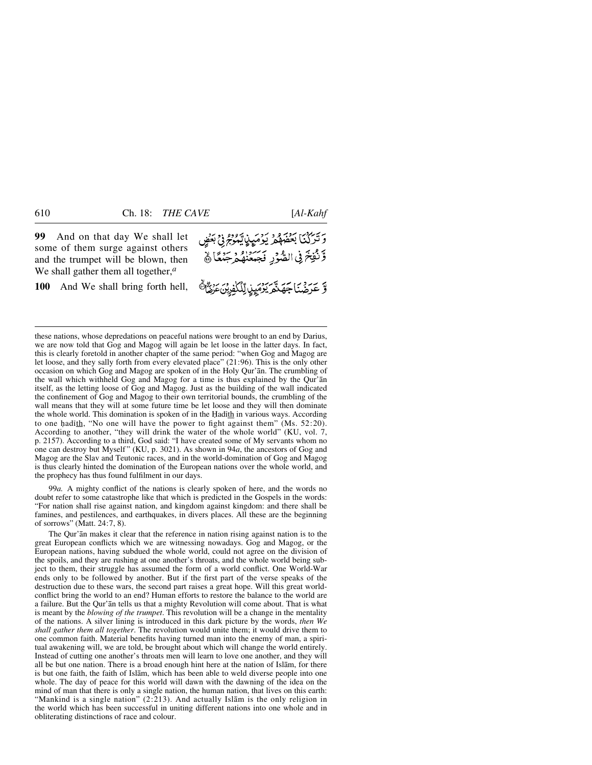**99** And on that day We shall let some of them surge against others and the trumpet will be blown, then We shall gather them all together,[a]

وَتَرَكْنَا بَعْضَهُمْ يَوْمَئِذٍ يَّمُوْجُ فِيْ بَعْضٍ وَّنُفِخَ فِي الصُّوْرِ فَجَمَعْنٰهُمْ جَمْعًا ۙ﴿۹۹﴾

**100** And We shall bring forth hell,

وَّعَرَضْنَا جَهَنَّمَ يَوْمَئِذٍ لِّلْكٰفِرِيْنَ عَرْضَا ۙ﴿۱۰۰﴾

---

these nations, whose depredations on peaceful nations were brought to an end by Darius, we are now told that Gog and Magog will again be let loose in the latter days. In fact, this is clearly foretold in another chapter of the same period: "when Gog and Magog are let loose, and they sally forth from every elevated place" (21:96). This is the only other occasion on which Gog and Magog are spoken of in the Holy Qur'ān. The crumbling of the wall which withheld Gog and Magog for a time is thus explained by the Qur'ān itself, as the letting loose of Gog and Magog. Just as the building of the wall indicated the confinement of Gog and Magog to their own territorial bounds, the crumbling of the wall means that they will at some future time be let loose and they will then dominate the whole world. This domination is spoken of in the Ḥadīth in various ways. According to one ḥadīth, "No one will have the power to fight against them" (Ms. 52:20). According to another, "they will drink the water of the whole world" (KU, vol. 7, p. 2157). According to a third, God said: "I have created some of My servants whom no one can destroy but Myself" (KU, p. 3021). As shown in 94*a*, the ancestors of Gog and Magog are the Slav and Teutonic races, and in the world-domination of Gog and Magog is thus clearly hinted the domination of the European nations over the whole world, and the prophecy has thus found fulfilment in our days.

99*a.* A mighty conflict of the nations is clearly spoken of here, and the words no doubt refer to some catastrophe like that which is predicted in the Gospels in the words: "For nation shall rise against nation, and kingdom against kingdom: and there shall be famines, and pestilences, and earthquakes, in divers places. All these are the beginning of sorrows" (Matt. 24:7, 8).

The Qur'ān makes it clear that the reference in nation rising against nation is to the great European conflicts which we are witnessing nowadays. Gog and Magog, or the European nations, having subdued the whole world, could not agree on the division of the spoils, and they are rushing at one another's throats, and the whole world being subject to them, their struggle has assumed the form of a world conflict. One World-War ends only to be followed by another. But if the first part of the verse speaks of the destruction due to these wars, the second part raises a great hope. Will this great world-conflict bring the world to an end? Human efforts to restore the balance to the world are a failure. But the Qur'ān tells us that a mighty Revolution will come about. That is what is meant by the *blowing of the trumpet*. This revolution will be a change in the mentality of the nations. A silver lining is introduced in this dark picture by the words, *then We shall gather them all together*. The revolution would unite them; it would drive them to one common faith. Material benefits having turned man into the enemy of man, a spiritual awakening will, we are told, be brought about which will change the world entirely. Instead of cutting one another's throats men will learn to love one another, and they will all be but one nation. There is a broad enough hint here at the nation of Islām, for there is but one faith, the faith of Islām, which has been able to weld diverse people into one whole. The day of peace for this world will dawn with the dawning of the idea on the mind of man that there is only a single nation, the human nation, that lives on this earth: "Mankind is a single nation" (2:213). And actually Islām is the only religion in the world which has been successful in uniting different nations into one whole and in obliterating distinctions of race and colour.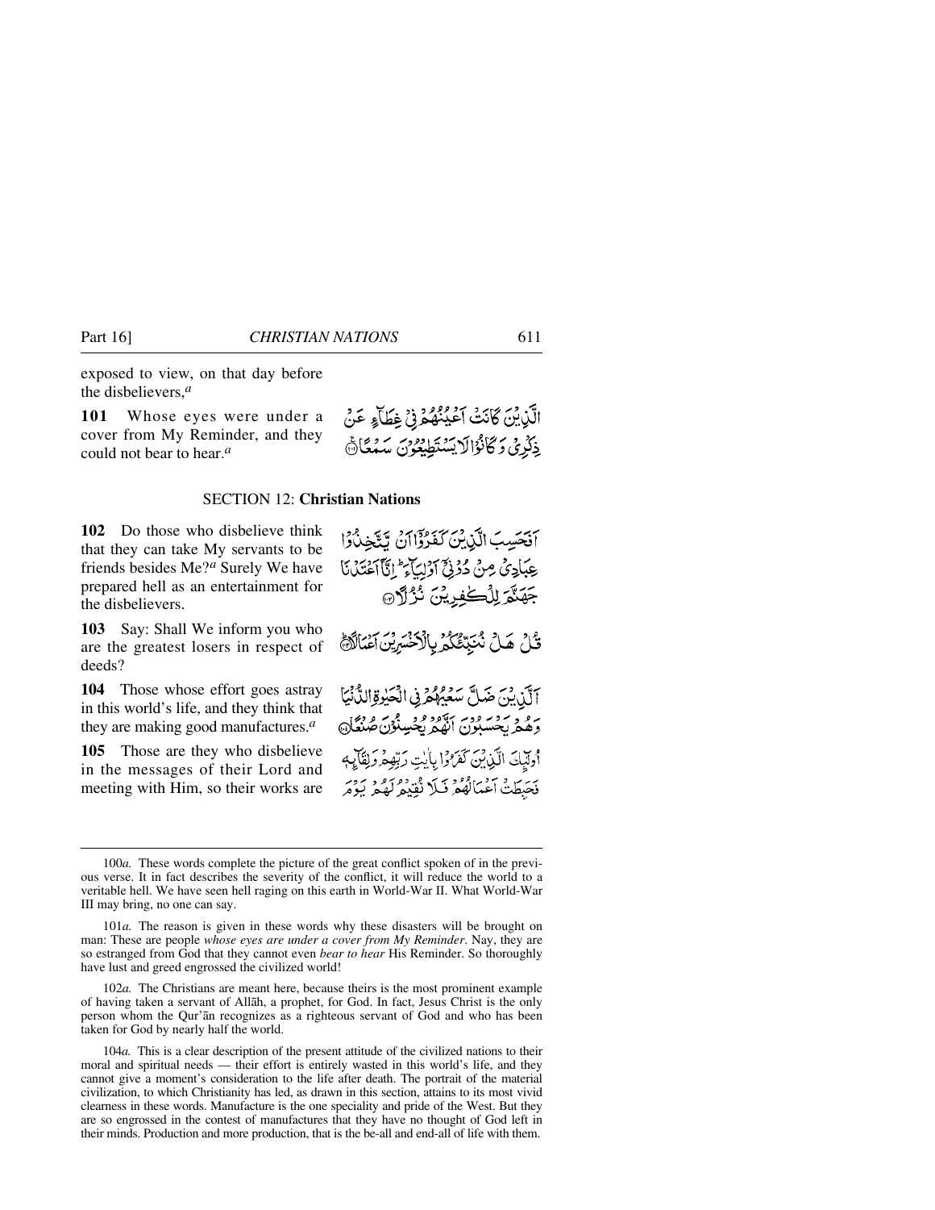exposed to view, on that day before the disbelievers,[a]

**101** Whose eyes were under a cover from My Reminder, and they could not bear to hear.[a]

الَّذِيْنَ كَانَتْ اَعْيُنُهُمْ فِيْ غِطَآءٍ عَنْ ذِكْرِيْ وَ كَانُوْا لَا يَسْتَطِيْعُوْنَ سَمْعًا

## SECTION 12: **Christian Nations**

**102** Do those who disbelieve think that they can take My servants to be friends besides Me?[a] Surely We have prepared hell as an entertainment for the disbelievers.

اَفَحَسِبَ الَّذِيْنَ كَفَرُوْٓا اَنْ يَّتَّخِذُوْا عِبَادِيْ مِنْ دُوْنِيْٓ اَوْلِيَآءَ ؕ اِنَّآ اَعْتَدْنَا جَهَنَّمَ لِلْكٰفِرِيْنَ نُزُلًا

**103** Say: Shall We inform you who are the greatest losers in respect of deeds?

قُلْ هَلْ نُنَبِّئُكُمْ بِالْاَخْسَرِيْنَ اَعْمَالًا

**104** Those whose effort goes astray in this world's life, and they think that they are making good manufactures.[a]

اَلَّذِيْنَ ضَلَّ سَعْيُهُمْ فِي الْحَيٰوةِ الدُّنْيَا وَهُمْ يَحْسَبُوْنَ اَنَّهُمْ يُحْسِنُوْنَ صُنْعًا

**105** Those are they who disbelieve in the messages of their Lord and meeting with Him, so their works are

اُولٰٓئِكَ الَّذِيْنَ كَفَرُوْا بِاٰيٰتِ رَبِّهِمْ وَلِقَآئِهٖ فَحَبِطَتْ اَعْمَالُهُمْ فَلَا نُقِيْمُ لَهُمْ يَوْمَ

---

100*a.* These words complete the picture of the great conflict spoken of in the previous verse. It in fact describes the severity of the conflict, it will reduce the world to a veritable hell. We have seen hell raging on this earth in World-War II. What World-War III may bring, no one can say.

101*a.* The reason is given in these words why these disasters will be brought on man: These are people *whose eyes are under a cover from My Reminder*. Nay, they are so estranged from God that they cannot even *bear to hear* His Reminder. So thoroughly have lust and greed engrossed the civilized world!

102*a.* The Christians are meant here, because theirs is the most prominent example of having taken a servant of Allāh, a prophet, for God. In fact, Jesus Christ is the only person whom the Qur'ān recognizes as a righteous servant of God and who has been taken for God by nearly half the world.

104*a.* This is a clear description of the present attitude of the civilized nations to their moral and spiritual needs — their effort is entirely wasted in this world's life, and they cannot give a moment's consideration to the life after death. The portrait of the material civilization, to which Christianity has led, as drawn in this section, attains to its most vivid clearness in these words. Manufacture is the one speciality and pride of the West. But they are so engrossed in the contest of manufactures that they have no thought of God left in their minds. Production and more production, that is the be-all and end-all of life with them.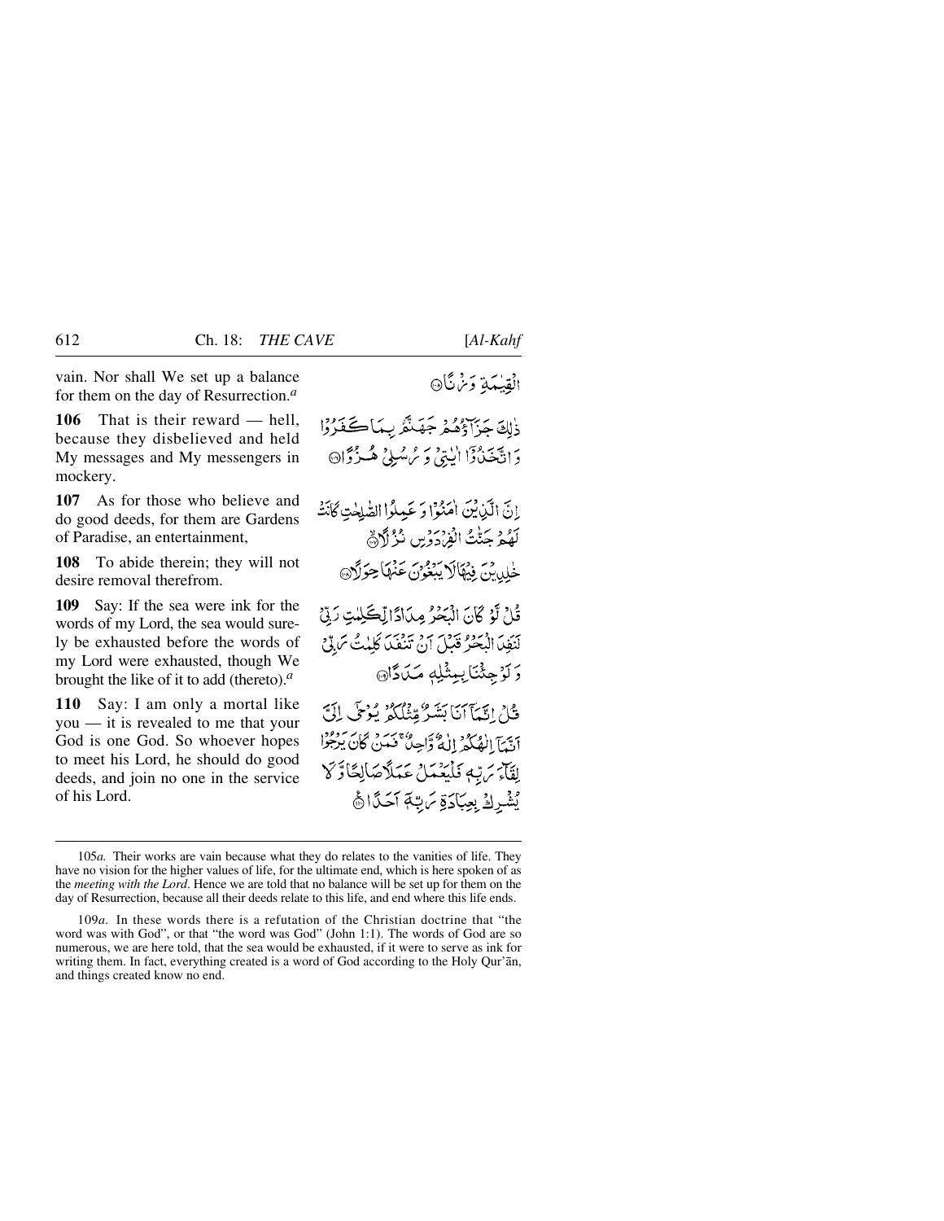vain. Nor shall We set up a balance for them on the day of Resurrection.[a]

الْقِيٰمَةِ وَزْنًا ﴿١٠٥﴾

**106** That is their reward — hell, because they disbelieved and held My messages and My messengers in mockery.

ذٰلِكَ جَزَآؤُهُمْ جَهَنَّمُ بِمَا كَفَرُوْا وَاتَّخَذُوْٓا اٰيٰتِيْ وَرُسُلِيْ هُزُوًا ﴿١٠٦﴾

**107** As for those who believe and do good deeds, for them are Gardens of Paradise, an entertainment,

اِنَّ الَّذِيْنَ اٰمَنُوْا وَعَمِلُوا الصّٰلِحٰتِ كَانَتْ لَهُمْ جَنّٰتُ الْفِرْدَوْسِ نُزُلًا ﴿١٠٧﴾

**108** To abide therein; they will not desire removal therefrom.

خٰلِدِيْنَ فِيْهَا لَا يَبْغُوْنَ عَنْهَا حِوَلًا ﴿١٠٨﴾

**109** Say: If the sea were ink for the words of my Lord, the sea would surely be exhausted before the words of my Lord were exhausted, though We brought the like of it to add (thereto).[a]

قُلْ لَّوْ كَانَ الْبَحْرُ مِدَادًا لِّكَلِمٰتِ رَبِّيْ لَنَفِدَ الْبَحْرُ قَبْلَ اَنْ تَنْفَدَ كَلِمٰتُ رَبِّيْ وَلَوْ جِئْنَا بِمِثْلِهٖ مَدَدًا ﴿١٠٩﴾

**110** Say: I am only a mortal like you — it is revealed to me that your God is one God. So whoever hopes to meet his Lord, he should do good deeds, and join no one in the service of his Lord.

قُلْ اِنَّمَآ اَنَا بَشَرٌ مِّثْلُكُمْ يُوْحٰٓى اِلَيَّ اَنَّمَآ اِلٰهُكُمْ اِلٰهٌ وَّاحِدٌ ۚ فَمَنْ كَانَ يَرْجُوْا لِقَآءَ رَبِّهٖ فَلْيَعْمَلْ عَمَلًا صَالِحًا وَّلَا يُشْرِكْ بِعِبَادَةِ رَبِّهٖٓ اَحَدًا ﴿١١٠﴾

---

105*a.* Their works are vain because what they do relates to the vanities of life. They have no vision for the higher values of life, for the ultimate end, which is here spoken of as the *meeting with the Lord*. Hence we are told that no balance will be set up for them on the day of Resurrection, because all their deeds relate to this life, and end where this life ends.

109*a.* In these words there is a refutation of the Christian doctrine that "the word was with God", or that "the word was God" (John 1:1). The words of God are so numerous, we are here told, that the sea would be exhausted, if it were to serve as ink for writing them. In fact, everything created is a word of God according to the Holy Qur'ān, and things created know no end.